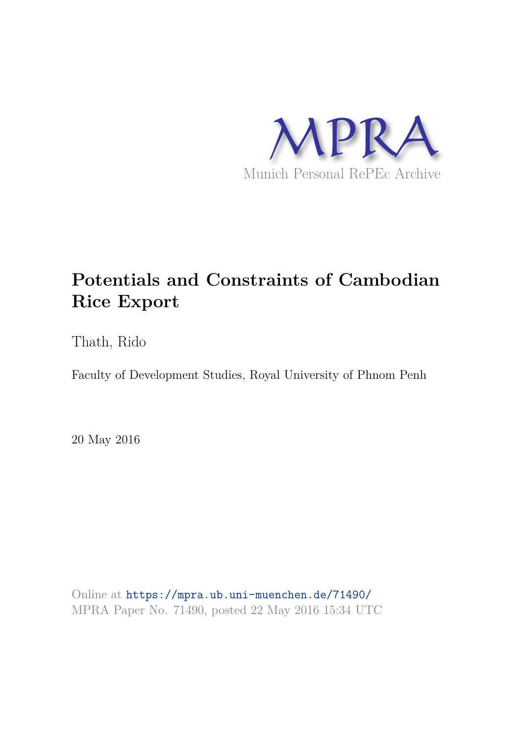MPRA

Munich Personal RePEc Archive

# Potentials and Constraints of Cambodian Rice Export

Thath, Rido

Faculty of Development Studies, Royal University of Phnom Penh

20 May 2016

Online at https://mpra.ub.uni-muenchen.de/71490/
MPRA Paper No. 71490, posted 22 May 2016 15:34 UTC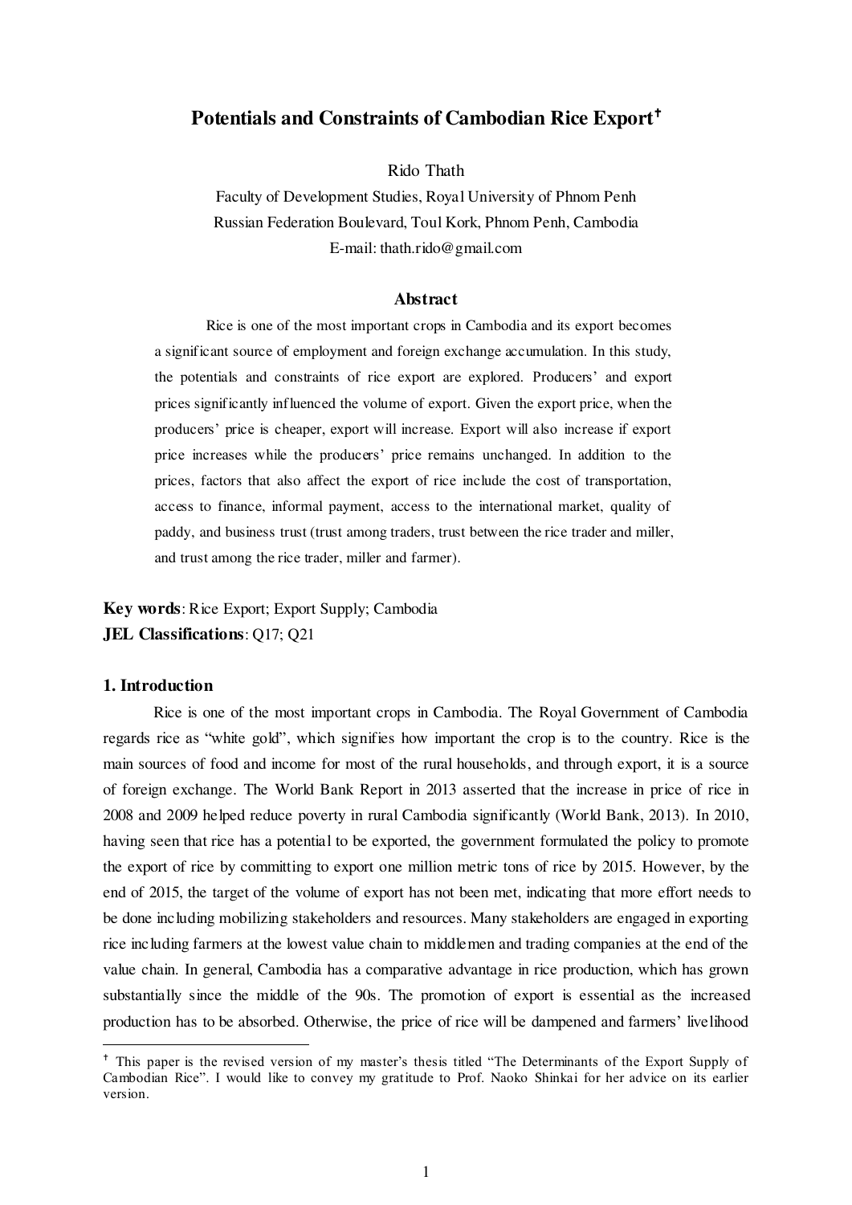# Potentials and Constraints of Cambodian Rice Export[†]

Rido Thath

Faculty of Development Studies, Royal University of Phnom Penh
Russian Federation Boulevard, Toul Kork, Phnom Penh, Cambodia
E-mail: thath.rido@gmail.com

## Abstract

Rice is one of the most important crops in Cambodia and its export becomes a significant source of employment and foreign exchange accumulation. In this study, the potentials and constraints of rice export are explored. Producers' and export prices significantly influenced the volume of export. Given the export price, when the producers' price is cheaper, export will increase. Export will also increase if export price increases while the producers' price remains unchanged. In addition to the prices, factors that also affect the export of rice include the cost of transportation, access to finance, informal payment, access to the international market, quality of paddy, and business trust (trust among traders, trust between the rice trader and miller, and trust among the rice trader, miller and farmer).

**Key words**: Rice Export; Export Supply; Cambodia
**JEL Classifications**: Q17; Q21

## 1. Introduction

Rice is one of the most important crops in Cambodia. The Royal Government of Cambodia regards rice as "white gold", which signifies how important the crop is to the country. Rice is the main sources of food and income for most of the rural households, and through export, it is a source of foreign exchange. The World Bank Report in 2013 asserted that the increase in price of rice in 2008 and 2009 helped reduce poverty in rural Cambodia significantly (World Bank, 2013). In 2010, having seen that rice has a potential to be exported, the government formulated the policy to promote the export of rice by committing to export one million metric tons of rice by 2015. However, by the end of 2015, the target of the volume of export has not been met, indicating that more effort needs to be done including mobilizing stakeholders and resources. Many stakeholders are engaged in exporting rice including farmers at the lowest value chain to middlemen and trading companies at the end of the value chain. In general, Cambodia has a comparative advantage in rice production, which has grown substantially since the middle of the 90s. The promotion of export is essential as the increased production has to be absorbed. Otherwise, the price of rice will be dampened and farmers' livelihood

---

[†] This paper is the revised version of my master's thesis titled "The Determinants of the Export Supply of Cambodian Rice". I would like to convey my gratitude to Prof. Naoko Shinkai for her advice on its earlier version.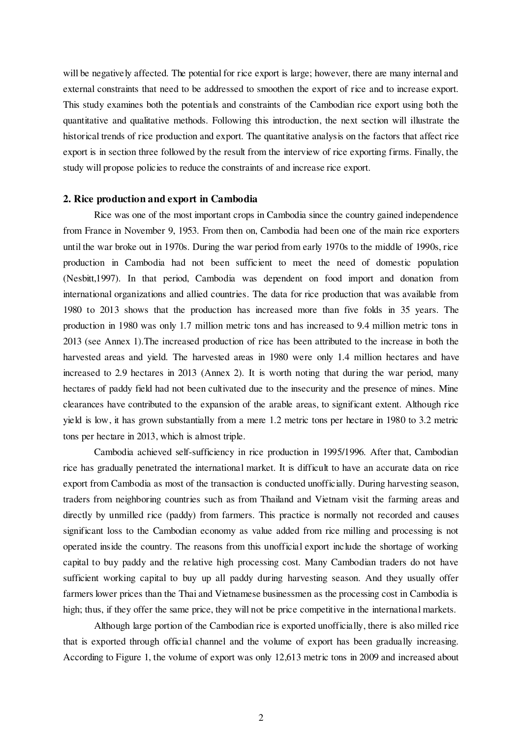will be negatively affected. The potential for rice export is large; however, there are many internal and external constraints that need to be addressed to smoothen the export of rice and to increase export. This study examines both the potentials and constraints of the Cambodian rice export using both the quantitative and qualitative methods. Following this introduction, the next section will illustrate the historical trends of rice production and export. The quantitative analysis on the factors that affect rice export is in section three followed by the result from the interview of rice exporting firms. Finally, the study will propose policies to reduce the constraints of and increase rice export.

## 2. Rice production and export in Cambodia

Rice was one of the most important crops in Cambodia since the country gained independence from France in November 9, 1953. From then on, Cambodia had been one of the main rice exporters until the war broke out in 1970s. During the war period from early 1970s to the middle of 1990s, rice production in Cambodia had not been sufficient to meet the need of domestic population (Nesbitt,1997). In that period, Cambodia was dependent on food import and donation from international organizations and allied countries. The data for rice production that was available from 1980 to 2013 shows that the production has increased more than five folds in 35 years. The production in 1980 was only 1.7 million metric tons and has increased to 9.4 million metric tons in 2013 (see Annex 1).The increased production of rice has been attributed to the increase in both the harvested areas and yield. The harvested areas in 1980 were only 1.4 million hectares and have increased to 2.9 hectares in 2013 (Annex 2). It is worth noting that during the war period, many hectares of paddy field had not been cultivated due to the insecurity and the presence of mines. Mine clearances have contributed to the expansion of the arable areas, to significant extent. Although rice yield is low, it has grown substantially from a mere 1.2 metric tons per hectare in 1980 to 3.2 metric tons per hectare in 2013, which is almost triple.

Cambodia achieved self-sufficiency in rice production in 1995/1996. After that, Cambodian rice has gradually penetrated the international market. It is difficult to have an accurate data on rice export from Cambodia as most of the transaction is conducted unofficially. During harvesting season, traders from neighboring countries such as from Thailand and Vietnam visit the farming areas and directly by unmilled rice (paddy) from farmers. This practice is normally not recorded and causes significant loss to the Cambodian economy as value added from rice milling and processing is not operated inside the country. The reasons from this unofficial export include the shortage of working capital to buy paddy and the relative high processing cost. Many Cambodian traders do not have sufficient working capital to buy up all paddy during harvesting season. And they usually offer farmers lower prices than the Thai and Vietnamese businessmen as the processing cost in Cambodia is high; thus, if they offer the same price, they will not be price competitive in the international markets.

Although large portion of the Cambodian rice is exported unofficially, there is also milled rice that is exported through official channel and the volume of export has been gradually increasing. According to Figure 1, the volume of export was only 12,613 metric tons in 2009 and increased about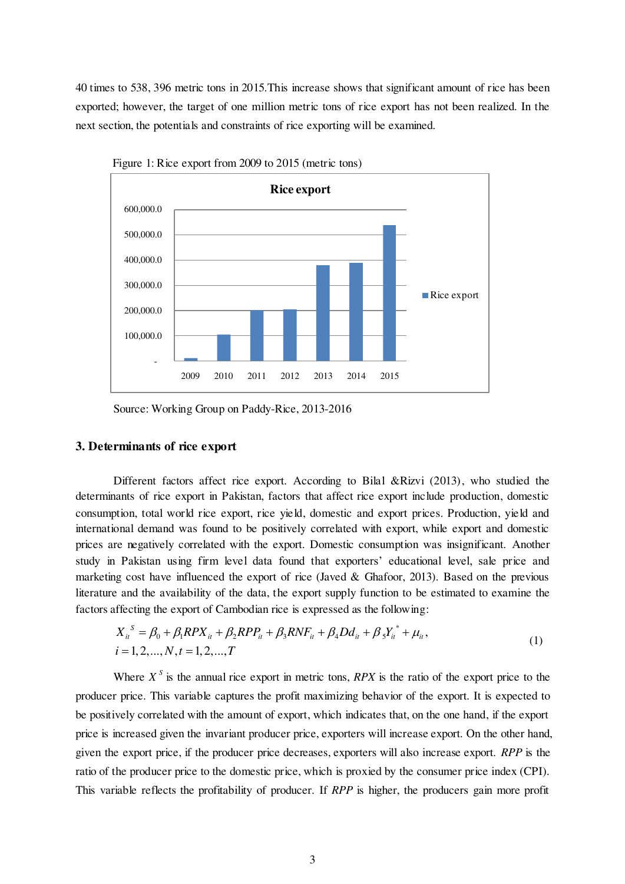40 times to 538, 396 metric tons in 2015.This increase shows that significant amount of rice has been exported; however, the target of one million metric tons of rice export has not been realized. In the next section, the potentials and constraints of rice exporting will be examined.

Figure 1: Rice export from 2009 to 2015 (metric tons)

Source: Working Group on Paddy-Rice, 2013-2016

### 3. Determinants of rice export

Different factors affect rice export. According to Bilal &Rizvi (2013), who studied the determinants of rice export in Pakistan, factors that affect rice export include production, domestic consumption, total world rice export, rice yield, domestic and export prices. Production, yield and international demand was found to be positively correlated with export, while export and domestic prices are negatively correlated with the export. Domestic consumption was insignificant. Another study in Pakistan using firm level data found that exporters' educational level, sale price and marketing cost have influenced the export of rice (Javed & Ghafoor, 2013). Based on the previous literature and the availability of the data, the export supply function to be estimated to examine the factors affecting the export of Cambodian rice is expressed as the following:

$$X_{it}^{S} = \beta_0 + \beta_1 RPX_{it} + \beta_2 RPP_{it} + \beta_3 RNF_{it} + \beta_4 Dd_{it} + \beta_5 Y_{it}^{*} + \mu_{it},$$
$$i = 1, 2, ..., N, t = 1, 2, ..., T \tag{1}$$

Where $X^S$ is the annual rice export in metric tons, $RPX$ is the ratio of the export price to the producer price. This variable captures the profit maximizing behavior of the export. It is expected to be positively correlated with the amount of export, which indicates that, on the one hand, if the export price is increased given the invariant producer price, exporters will increase export. On the other hand, given the export price, if the producer price decreases, exporters will also increase export. $RPP$ is the ratio of the producer price to the domestic price, which is proxied by the consumer price index (CPI). This variable reflects the profitability of producer. If $RPP$ is higher, the producers gain more profit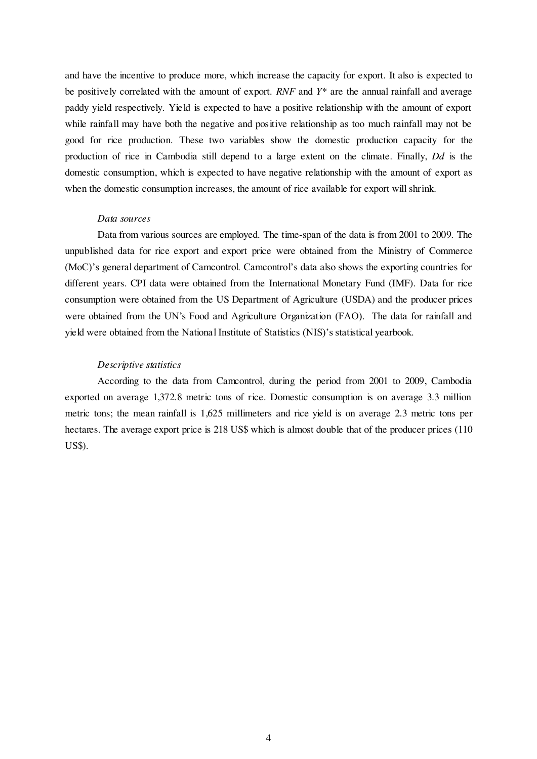and have the incentive to produce more, which increase the capacity for export. It also is expected to be positively correlated with the amount of export. *RNF* and $Y^*$ are the annual rainfall and average paddy yield respectively. Yield is expected to have a positive relationship with the amount of export while rainfall may have both the negative and positive relationship as too much rainfall may not be good for rice production. These two variables show the domestic production capacity for the production of rice in Cambodia still depend to a large extent on the climate. Finally, *Dd* is the domestic consumption, which is expected to have negative relationship with the amount of export as when the domestic consumption increases, the amount of rice available for export will shrink.

*Data sources*

Data from various sources are employed. The time-span of the data is from 2001 to 2009. The unpublished data for rice export and export price were obtained from the Ministry of Commerce (MoC)'s general department of Camcontrol. Camcontrol's data also shows the exporting countries for different years. CPI data were obtained from the International Monetary Fund (IMF). Data for rice consumption were obtained from the US Department of Agriculture (USDA) and the producer prices were obtained from the UN's Food and Agriculture Organization (FAO). The data for rainfall and yield were obtained from the National Institute of Statistics (NIS)'s statistical yearbook.

*Descriptive statistics*

According to the data from Camcontrol, during the period from 2001 to 2009, Cambodia exported on average 1,372.8 metric tons of rice. Domestic consumption is on average 3.3 million metric tons; the mean rainfall is 1,625 millimeters and rice yield is on average 2.3 metric tons per hectares. The average export price is 218 US$ which is almost double that of the producer prices (110 US$).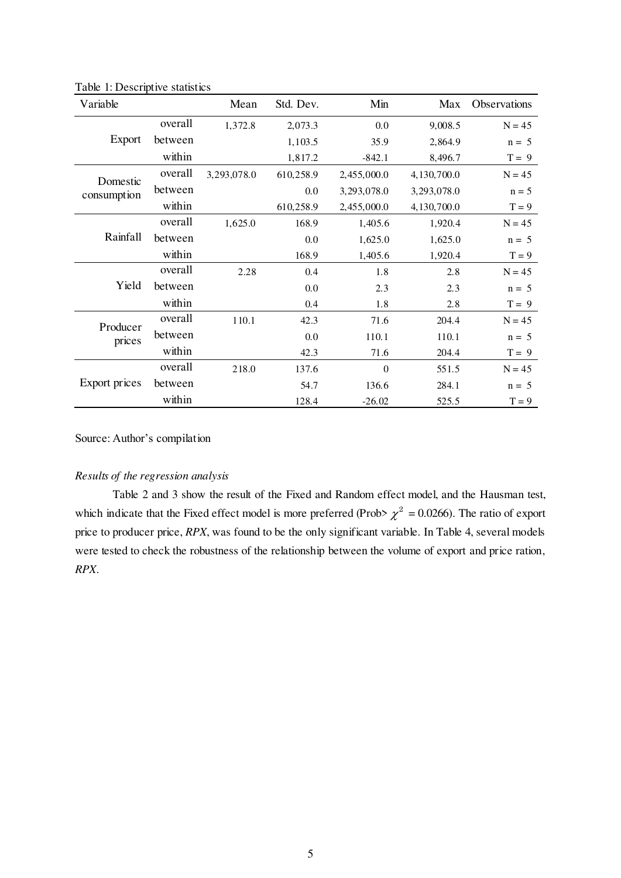Table 1: Descriptive statistics

| Variable | | Mean | Std. Dev. | Min | Max | Observations |
|---|---|---|---|---|---|---|
| Export | overall | 1,372.8 | 2,073.3 | 0.0 | 9,008.5 | N = 45 |
| | between | | 1,103.5 | 35.9 | 2,864.9 | n = 5 |
| | within | | 1,817.2 | -842.1 | 8,496.7 | T = 9 |
| Domestic consumption | overall | 3,293,078.0 | 610,258.9 | 2,455,000.0 | 4,130,700.0 | N = 45 |
| | between | | 0.0 | 3,293,078.0 | 3,293,078.0 | n = 5 |
| | within | | 610,258.9 | 2,455,000.0 | 4,130,700.0 | T = 9 |
| Rainfall | overall | 1,625.0 | 168.9 | 1,405.6 | 1,920.4 | N = 45 |
| | between | | 0.0 | 1,625.0 | 1,625.0 | n = 5 |
| | within | | 168.9 | 1,405.6 | 1,920.4 | T = 9 |
| Yield | overall | 2.28 | 0.4 | 1.8 | 2.8 | N = 45 |
| | between | | 0.0 | 2.3 | 2.3 | n = 5 |
| | within | | 0.4 | 1.8 | 2.8 | T = 9 |
| Producer prices | overall | 110.1 | 42.3 | 71.6 | 204.4 | N = 45 |
| | between | | 0.0 | 110.1 | 110.1 | n = 5 |
| | within | | 42.3 | 71.6 | 204.4 | T = 9 |
| Export prices | overall | 218.0 | 137.6 | 0 | 551.5 | N = 45 |
| | between | | 54.7 | 136.6 | 284.1 | n = 5 |
| | within | | 128.4 | -26.02 | 525.5 | T = 9 |

Source: Author's compilation

*Results of the regression analysis*

Table 2 and 3 show the result of the Fixed and Random effect model, and the Hausman test, which indicate that the Fixed effect model is more preferred (Prob> $\chi^2$ = 0.0266). The ratio of export price to producer price, *RPX*, was found to be the only significant variable. In Table 4, several models were tested to check the robustness of the relationship between the volume of export and price ration, *RPX*.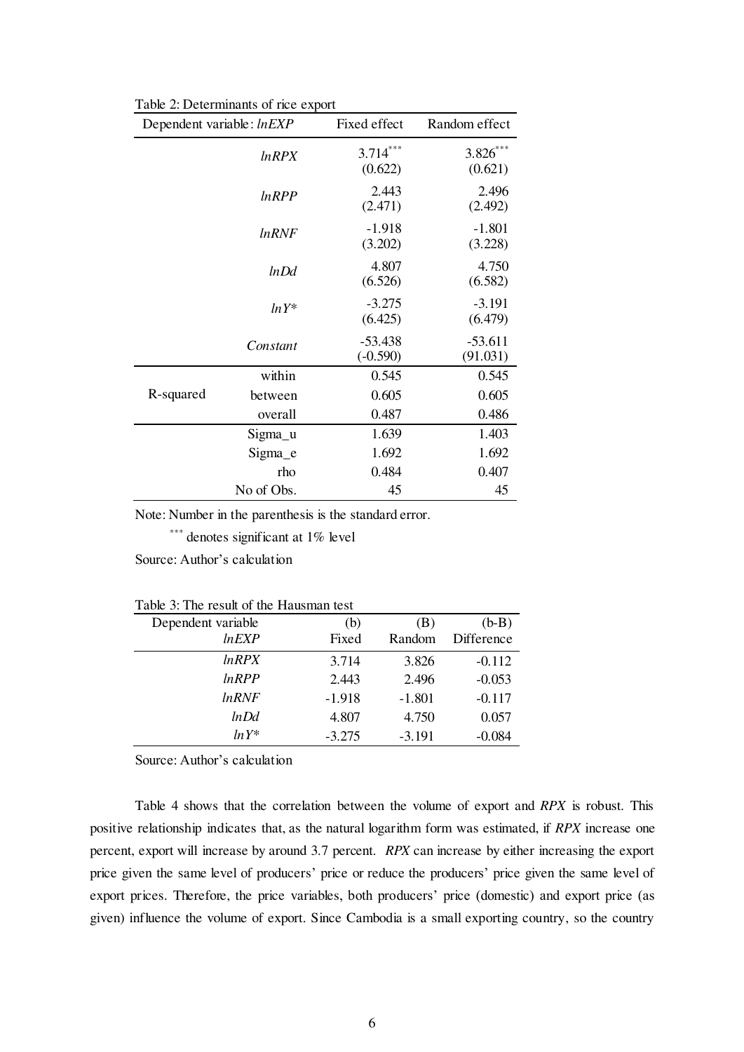Table 2: Determinants of rice export

| Dependent variable: *lnEXP* | | Fixed effect | Random effect |
|---|---|---|---|
| | *lnRPX* | 3.714*** (0.622) | 3.826*** (0.621) |
| | *lnRPP* | 2.443 (2.471) | 2.496 (2.492) |
| | *lnRNF* | -1.918 (3.202) | -1.801 (3.228) |
| | *lnDd* | 4.807 (6.526) | 4.750 (6.582) |
| | *lnY\** | -3.275 (6.425) | -3.191 (6.479) |
| | *Constant* | -53.438 (-0.590) | -53.611 (91.031) |
| R-squared | within | 0.545 | 0.545 |
| | between | 0.605 | 0.605 |
| | overall | 0.487 | 0.486 |
| | Sigma_u | 1.639 | 1.403 |
| | Sigma_e | 1.692 | 1.692 |
| | rho | 0.484 | 0.407 |
| | No of Obs. | 45 | 45 |

Note: Number in the parenthesis is the standard error.

*** denotes significant at 1% level

Source: Author's calculation

Table 3: The result of the Hausman test

| Dependent variable *lnEXP* | (b) Fixed | (B) Random | (b-B) Difference |
|---|---|---|---|
| *lnRPX* | 3.714 | 3.826 | -0.112 |
| *lnRPP* | 2.443 | 2.496 | -0.053 |
| *lnRNF* | -1.918 | -1.801 | -0.117 |
| *lnDd* | 4.807 | 4.750 | 0.057 |
| *lnY\** | -3.275 | -3.191 | -0.084 |

Source: Author's calculation

Table 4 shows that the correlation between the volume of export and *RPX* is robust. This positive relationship indicates that, as the natural logarithm form was estimated, if *RPX* increase one percent, export will increase by around 3.7 percent. *RPX* can increase by either increasing the export price given the same level of producers' price or reduce the producers' price given the same level of export prices. Therefore, the price variables, both producers' price (domestic) and export price (as given) influence the volume of export. Since Cambodia is a small exporting country, so the country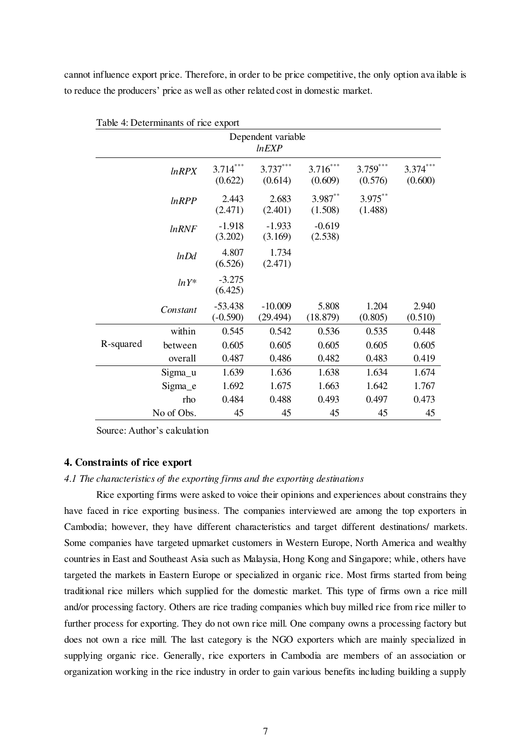cannot influence export price. Therefore, in order to be price competitive, the only option available is to reduce the producers' price as well as other related cost in domestic market.

Table 4: Determinants of rice export

| | | Dependent variable *lnEXP* | | | | |
|---|---|---|---|---|---|---|
| | *lnRPX* | $3.714^{***}$ (0.622) | $3.737^{***}$ (0.614) | $3.716^{***}$ (0.609) | $3.759^{***}$ (0.576) | $3.374^{***}$ (0.600) |
| | *lnRPP* | 2.443 (2.471) | 2.683 (2.401) | $3.987^{**}$ (1.508) | $3.975^{**}$ (1.488) | |
| | *lnRNF* | -1.918 (3.202) | -1.933 (3.169) | -0.619 (2.538) | | |
| | *lnDd* | 4.807 (6.526) | 1.734 (2.471) | | | |
| | *lnY** | -3.275 (6.425) | | | | |
| | *Constant* | -53.438 (-0.590) | -10.009 (29.494) | 5.808 (18.879) | 1.204 (0.805) | 2.940 (0.510) |
| R-squared | within | 0.545 | 0.542 | 0.536 | 0.535 | 0.448 |
| | between | 0.605 | 0.605 | 0.605 | 0.605 | 0.605 |
| | overall | 0.487 | 0.486 | 0.482 | 0.483 | 0.419 |
| | Sigma_u | 1.639 | 1.636 | 1.638 | 1.634 | 1.674 |
| | Sigma_e | 1.692 | 1.675 | 1.663 | 1.642 | 1.767 |
| | rho | 0.484 | 0.488 | 0.493 | 0.497 | 0.473 |
| | No of Obs. | 45 | 45 | 45 | 45 | 45 |

Source: Author's calculation

## 4. Constraints of rice export

### *4.1 The characteristics of the exporting firms and the exporting destinations*

Rice exporting firms were asked to voice their opinions and experiences about constrains they have faced in rice exporting business. The companies interviewed are among the top exporters in Cambodia; however, they have different characteristics and target different destinations/ markets. Some companies have targeted upmarket customers in Western Europe, North America and wealthy countries in East and Southeast Asia such as Malaysia, Hong Kong and Singapore; while, others have targeted the markets in Eastern Europe or specialized in organic rice. Most firms started from being traditional rice millers which supplied for the domestic market. This type of firms own a rice mill and/or processing factory. Others are rice trading companies which buy milled rice from rice miller to further process for exporting. They do not own rice mill. One company owns a processing factory but does not own a rice mill. The last category is the NGO exporters which are mainly specialized in supplying organic rice. Generally, rice exporters in Cambodia are members of an association or organization working in the rice industry in order to gain various benefits including building a supply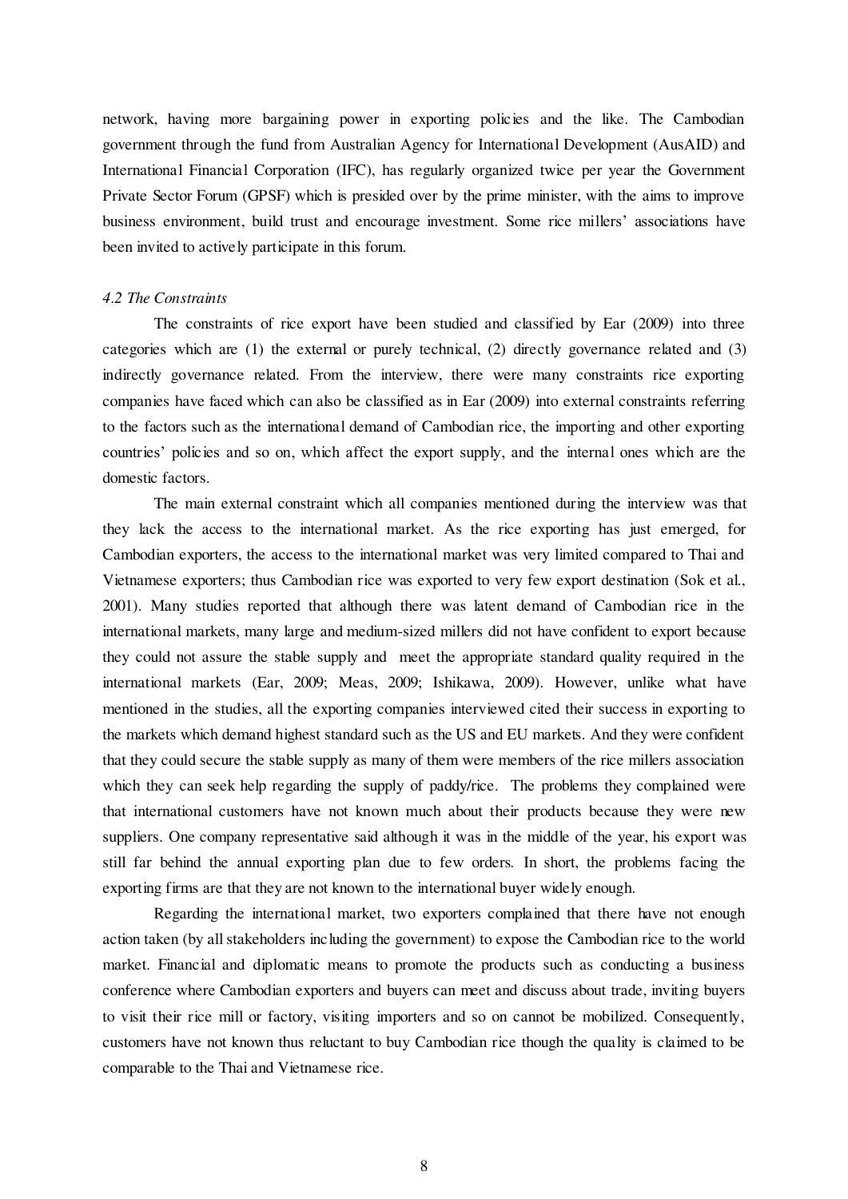network, having more bargaining power in exporting policies and the like. The Cambodian government through the fund from Australian Agency for International Development (AusAID) and International Financial Corporation (IFC), has regularly organized twice per year the Government Private Sector Forum (GPSF) which is presided over by the prime minister, with the aims to improve business environment, build trust and encourage investment. Some rice millers' associations have been invited to actively participate in this forum.

### *4.2 The Constraints*

The constraints of rice export have been studied and classified by Ear (2009) into three categories which are (1) the external or purely technical, (2) directly governance related and (3) indirectly governance related. From the interview, there were many constraints rice exporting companies have faced which can also be classified as in Ear (2009) into external constraints referring to the factors such as the international demand of Cambodian rice, the importing and other exporting countries' policies and so on, which affect the export supply, and the internal ones which are the domestic factors.

The main external constraint which all companies mentioned during the interview was that they lack the access to the international market. As the rice exporting has just emerged, for Cambodian exporters, the access to the international market was very limited compared to Thai and Vietnamese exporters; thus Cambodian rice was exported to very few export destination (Sok et al., 2001). Many studies reported that although there was latent demand of Cambodian rice in the international markets, many large and medium-sized millers did not have confident to export because they could not assure the stable supply and meet the appropriate standard quality required in the international markets (Ear, 2009; Meas, 2009; Ishikawa, 2009). However, unlike what have mentioned in the studies, all the exporting companies interviewed cited their success in exporting to the markets which demand highest standard such as the US and EU markets. And they were confident that they could secure the stable supply as many of them were members of the rice millers association which they can seek help regarding the supply of paddy/rice. The problems they complained were that international customers have not known much about their products because they were new suppliers. One company representative said although it was in the middle of the year, his export was still far behind the annual exporting plan due to few orders. In short, the problems facing the exporting firms are that they are not known to the international buyer widely enough.

Regarding the international market, two exporters complained that there have not enough action taken (by all stakeholders including the government) to expose the Cambodian rice to the world market. Financial and diplomatic means to promote the products such as conducting a business conference where Cambodian exporters and buyers can meet and discuss about trade, inviting buyers to visit their rice mill or factory, visiting importers and so on cannot be mobilized. Consequently, customers have not known thus reluctant to buy Cambodian rice though the quality is claimed to be comparable to the Thai and Vietnamese rice.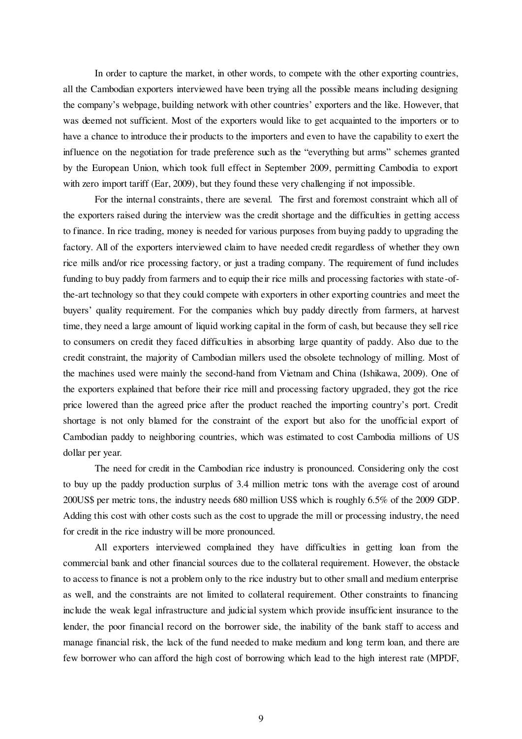In order to capture the market, in other words, to compete with the other exporting countries, all the Cambodian exporters interviewed have been trying all the possible means including designing the company's webpage, building network with other countries' exporters and the like. However, that was deemed not sufficient. Most of the exporters would like to get acquainted to the importers or to have a chance to introduce their products to the importers and even to have the capability to exert the influence on the negotiation for trade preference such as the "everything but arms" schemes granted by the European Union, which took full effect in September 2009, permitting Cambodia to export with zero import tariff (Ear, 2009), but they found these very challenging if not impossible.

For the internal constraints, there are several. The first and foremost constraint which all of the exporters raised during the interview was the credit shortage and the difficulties in getting access to finance. In rice trading, money is needed for various purposes from buying paddy to upgrading the factory. All of the exporters interviewed claim to have needed credit regardless of whether they own rice mills and/or rice processing factory, or just a trading company. The requirement of fund includes funding to buy paddy from farmers and to equip their rice mills and processing factories with state-of-the-art technology so that they could compete with exporters in other exporting countries and meet the buyers' quality requirement. For the companies which buy paddy directly from farmers, at harvest time, they need a large amount of liquid working capital in the form of cash, but because they sell rice to consumers on credit they faced difficulties in absorbing large quantity of paddy. Also due to the credit constraint, the majority of Cambodian millers used the obsolete technology of milling. Most of the machines used were mainly the second-hand from Vietnam and China (Ishikawa, 2009). One of the exporters explained that before their rice mill and processing factory upgraded, they got the rice price lowered than the agreed price after the product reached the importing country's port. Credit shortage is not only blamed for the constraint of the export but also for the unofficial export of Cambodian paddy to neighboring countries, which was estimated to cost Cambodia millions of US dollar per year.

The need for credit in the Cambodian rice industry is pronounced. Considering only the cost to buy up the paddy production surplus of 3.4 million metric tons with the average cost of around 200US$ per metric tons, the industry needs 680 million US$ which is roughly 6.5% of the 2009 GDP. Adding this cost with other costs such as the cost to upgrade the mill or processing industry, the need for credit in the rice industry will be more pronounced.

All exporters interviewed complained they have difficulties in getting loan from the commercial bank and other financial sources due to the collateral requirement. However, the obstacle to access to finance is not a problem only to the rice industry but to other small and medium enterprise as well, and the constraints are not limited to collateral requirement. Other constraints to financing include the weak legal infrastructure and judicial system which provide insufficient insurance to the lender, the poor financial record on the borrower side, the inability of the bank staff to access and manage financial risk, the lack of the fund needed to make medium and long term loan, and there are few borrower who can afford the high cost of borrowing which lead to the high interest rate (MPDF,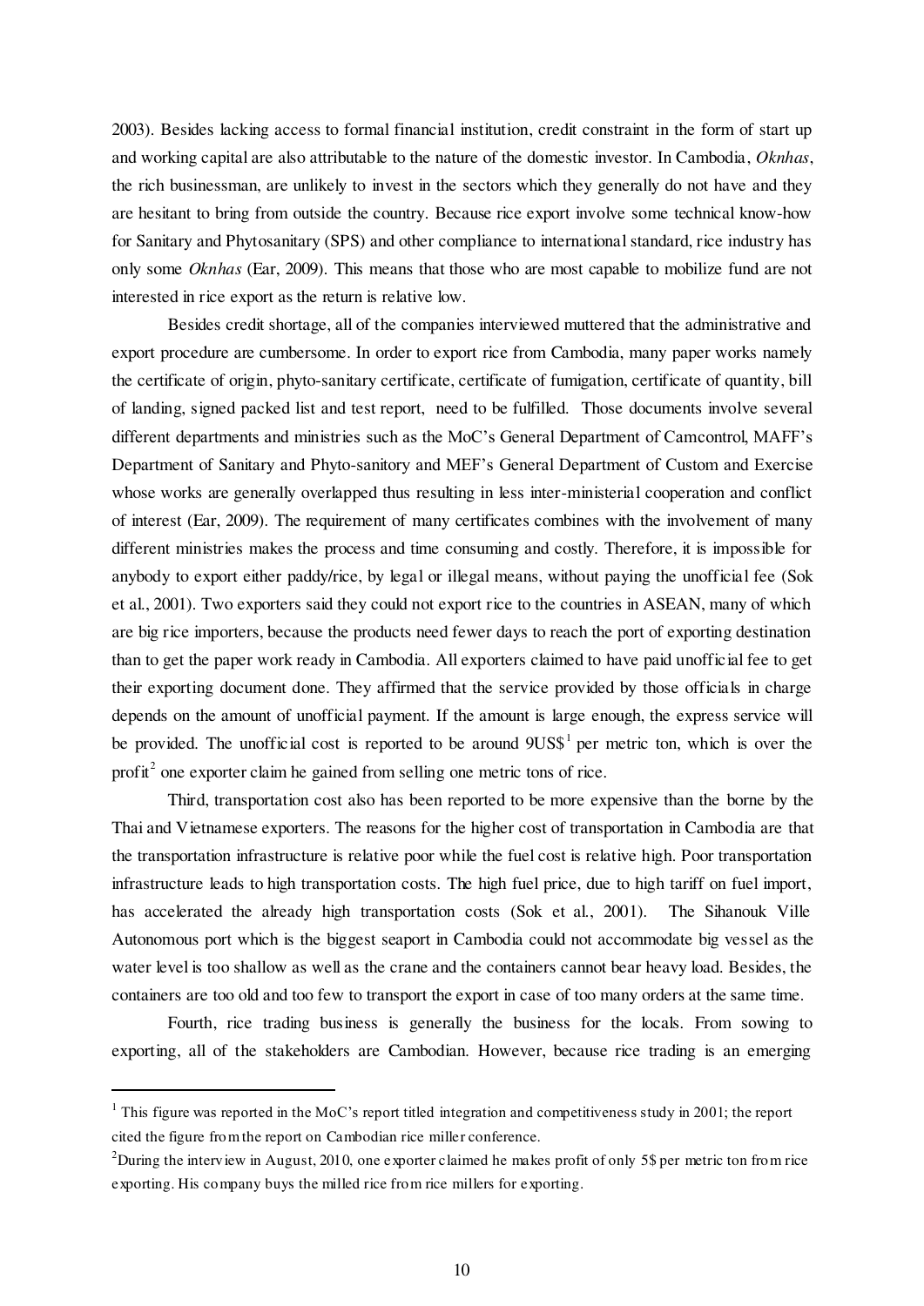2003). Besides lacking access to formal financial institution, credit constraint in the form of start up and working capital are also attributable to the nature of the domestic investor. In Cambodia, *Oknhas*, the rich businessman, are unlikely to invest in the sectors which they generally do not have and they are hesitant to bring from outside the country. Because rice export involve some technical know-how for Sanitary and Phytosanitary (SPS) and other compliance to international standard, rice industry has only some *Oknhas* (Ear, 2009). This means that those who are most capable to mobilize fund are not interested in rice export as the return is relative low.

Besides credit shortage, all of the companies interviewed muttered that the administrative and export procedure are cumbersome. In order to export rice from Cambodia, many paper works namely the certificate of origin, phyto-sanitary certificate, certificate of fumigation, certificate of quantity, bill of landing, signed packed list and test report, need to be fulfilled. Those documents involve several different departments and ministries such as the MoC's General Department of Camcontrol, MAFF's Department of Sanitary and Phyto-sanitory and MEF's General Department of Custom and Exercise whose works are generally overlapped thus resulting in less inter-ministerial cooperation and conflict of interest (Ear, 2009). The requirement of many certificates combines with the involvement of many different ministries makes the process and time consuming and costly. Therefore, it is impossible for anybody to export either paddy/rice, by legal or illegal means, without paying the unofficial fee (Sok et al., 2001). Two exporters said they could not export rice to the countries in ASEAN, many of which are big rice importers, because the products need fewer days to reach the port of exporting destination than to get the paper work ready in Cambodia. All exporters claimed to have paid unofficial fee to get their exporting document done. They affirmed that the service provided by those officials in charge depends on the amount of unofficial payment. If the amount is large enough, the express service will be provided. The unofficial cost is reported to be around 9US$[1] per metric ton, which is over the profit[2] one exporter claim he gained from selling one metric tons of rice.

Third, transportation cost also has been reported to be more expensive than the borne by the Thai and Vietnamese exporters. The reasons for the higher cost of transportation in Cambodia are that the transportation infrastructure is relative poor while the fuel cost is relative high. Poor transportation infrastructure leads to high transportation costs. The high fuel price, due to high tariff on fuel import, has accelerated the already high transportation costs (Sok et al., 2001). The Sihanouk Ville Autonomous port which is the biggest seaport in Cambodia could not accommodate big vessel as the water level is too shallow as well as the crane and the containers cannot bear heavy load. Besides, the containers are too old and too few to transport the export in case of too many orders at the same time.

Fourth, rice trading business is generally the business for the locals. From sowing to exporting, all of the stakeholders are Cambodian. However, because rice trading is an emerging

---

[1] This figure was reported in the MoC's report titled integration and competitiveness study in 2001; the report cited the figure from the report on Cambodian rice miller conference.

[2] During the interview in August, 2010, one exporter claimed he makes profit of only 5$ per metric ton from rice exporting. His company buys the milled rice from rice millers for exporting.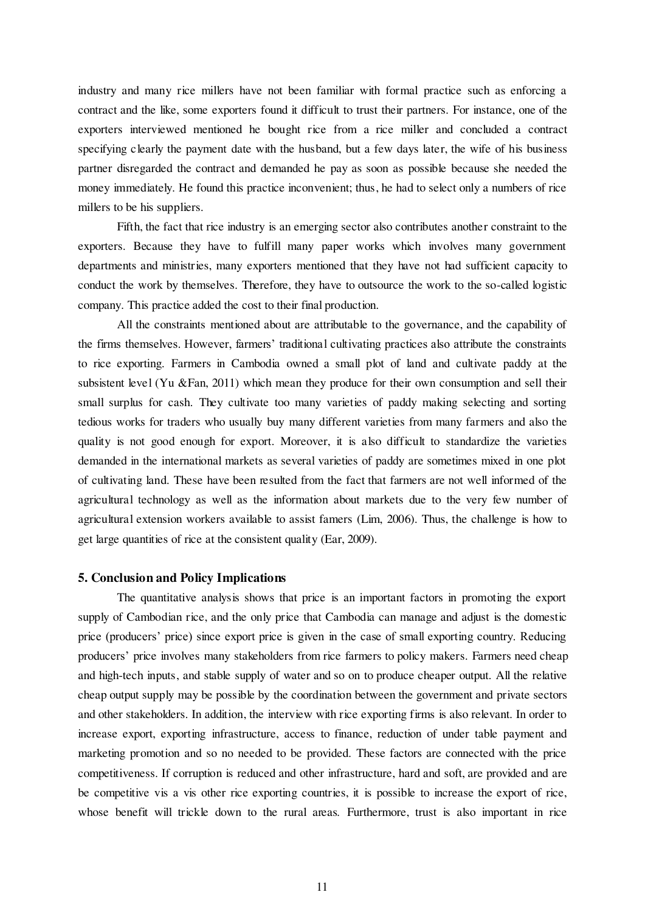industry and many rice millers have not been familiar with formal practice such as enforcing a contract and the like, some exporters found it difficult to trust their partners. For instance, one of the exporters interviewed mentioned he bought rice from a rice miller and concluded a contract specifying clearly the payment date with the husband, but a few days later, the wife of his business partner disregarded the contract and demanded he pay as soon as possible because she needed the money immediately. He found this practice inconvenient; thus, he had to select only a numbers of rice millers to be his suppliers.

Fifth, the fact that rice industry is an emerging sector also contributes another constraint to the exporters. Because they have to fulfill many paper works which involves many government departments and ministries, many exporters mentioned that they have not had sufficient capacity to conduct the work by themselves. Therefore, they have to outsource the work to the so-called logistic company. This practice added the cost to their final production.

All the constraints mentioned about are attributable to the governance, and the capability of the firms themselves. However, farmers' traditional cultivating practices also attribute the constraints to rice exporting. Farmers in Cambodia owned a small plot of land and cultivate paddy at the subsistent level (Yu &Fan, 2011) which mean they produce for their own consumption and sell their small surplus for cash. They cultivate too many varieties of paddy making selecting and sorting tedious works for traders who usually buy many different varieties from many farmers and also the quality is not good enough for export. Moreover, it is also difficult to standardize the varieties demanded in the international markets as several varieties of paddy are sometimes mixed in one plot of cultivating land. These have been resulted from the fact that farmers are not well informed of the agricultural technology as well as the information about markets due to the very few number of agricultural extension workers available to assist famers (Lim, 2006). Thus, the challenge is how to get large quantities of rice at the consistent quality (Ear, 2009).

## 5. Conclusion and Policy Implications

The quantitative analysis shows that price is an important factors in promoting the export supply of Cambodian rice, and the only price that Cambodia can manage and adjust is the domestic price (producers' price) since export price is given in the case of small exporting country. Reducing producers' price involves many stakeholders from rice farmers to policy makers. Farmers need cheap and high-tech inputs, and stable supply of water and so on to produce cheaper output. All the relative cheap output supply may be possible by the coordination between the government and private sectors and other stakeholders. In addition, the interview with rice exporting firms is also relevant. In order to increase export, exporting infrastructure, access to finance, reduction of under table payment and marketing promotion and so no needed to be provided. These factors are connected with the price competitiveness. If corruption is reduced and other infrastructure, hard and soft, are provided and are be competitive vis a vis other rice exporting countries, it is possible to increase the export of rice, whose benefit will trickle down to the rural areas. Furthermore, trust is also important in rice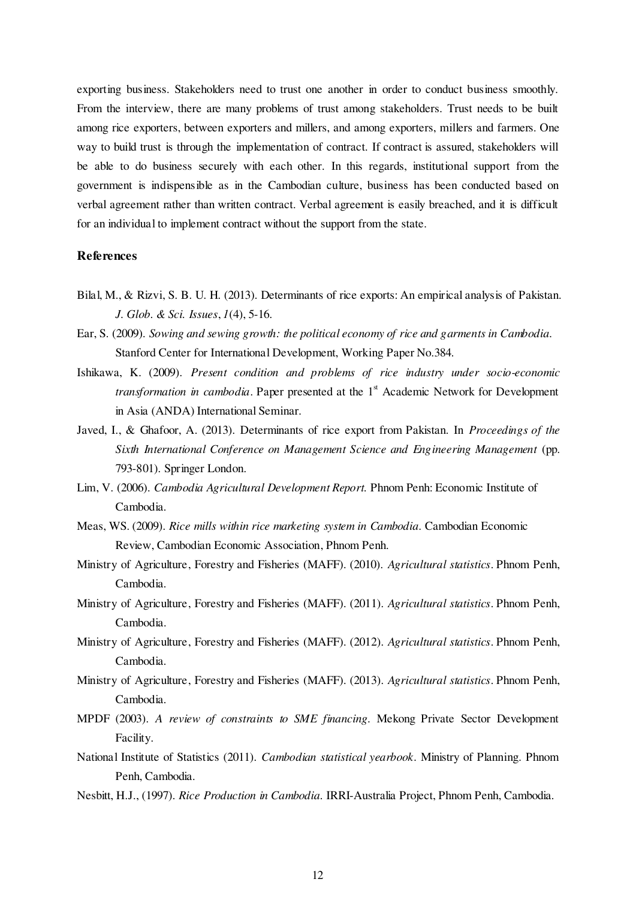exporting business. Stakeholders need to trust one another in order to conduct business smoothly. From the interview, there are many problems of trust among stakeholders. Trust needs to be built among rice exporters, between exporters and millers, and among exporters, millers and farmers. One way to build trust is through the implementation of contract. If contract is assured, stakeholders will be able to do business securely with each other. In this regards, institutional support from the government is indispensible as in the Cambodian culture, business has been conducted based on verbal agreement rather than written contract. Verbal agreement is easily breached, and it is difficult for an individual to implement contract without the support from the state.

## References

Bilal, M., & Rizvi, S. B. U. H. (2013). Determinants of rice exports: An empirical analysis of Pakistan. *J. Glob. & Sci. Issues*, *1*(4), 5-16.

Ear, S. (2009). *Sowing and sewing growth: the political economy of rice and garments in Cambodia.* Stanford Center for International Development, Working Paper No.384.

Ishikawa, K. (2009). *Present condition and problems of rice industry under socio-economic transformation in cambodia*. Paper presented at the 1st Academic Network for Development in Asia (ANDA) International Seminar.

Javed, I., & Ghafoor, A. (2013). Determinants of rice export from Pakistan. In *Proceedings of the Sixth International Conference on Management Science and Engineering Management* (pp. 793-801). Springer London.

Lim, V. (2006). *Cambodia Agricultural Development Report.* Phnom Penh: Economic Institute of Cambodia.

Meas, WS. (2009). *Rice mills within rice marketing system in Cambodia.* Cambodian Economic Review, Cambodian Economic Association, Phnom Penh.

Ministry of Agriculture, Forestry and Fisheries (MAFF). (2010). *Agricultural statistics*. Phnom Penh, Cambodia.

Ministry of Agriculture, Forestry and Fisheries (MAFF). (2011). *Agricultural statistics*. Phnom Penh, Cambodia.

Ministry of Agriculture, Forestry and Fisheries (MAFF). (2012). *Agricultural statistics*. Phnom Penh, Cambodia.

Ministry of Agriculture, Forestry and Fisheries (MAFF). (2013). *Agricultural statistics*. Phnom Penh, Cambodia.

MPDF (2003). *A review of constraints to SME financing*. Mekong Private Sector Development Facility.

National Institute of Statistics (2011). *Cambodian statistical yearbook*. Ministry of Planning. Phnom Penh, Cambodia.

Nesbitt, H.J., (1997). *Rice Production in Cambodia.* IRRI-Australia Project, Phnom Penh, Cambodia.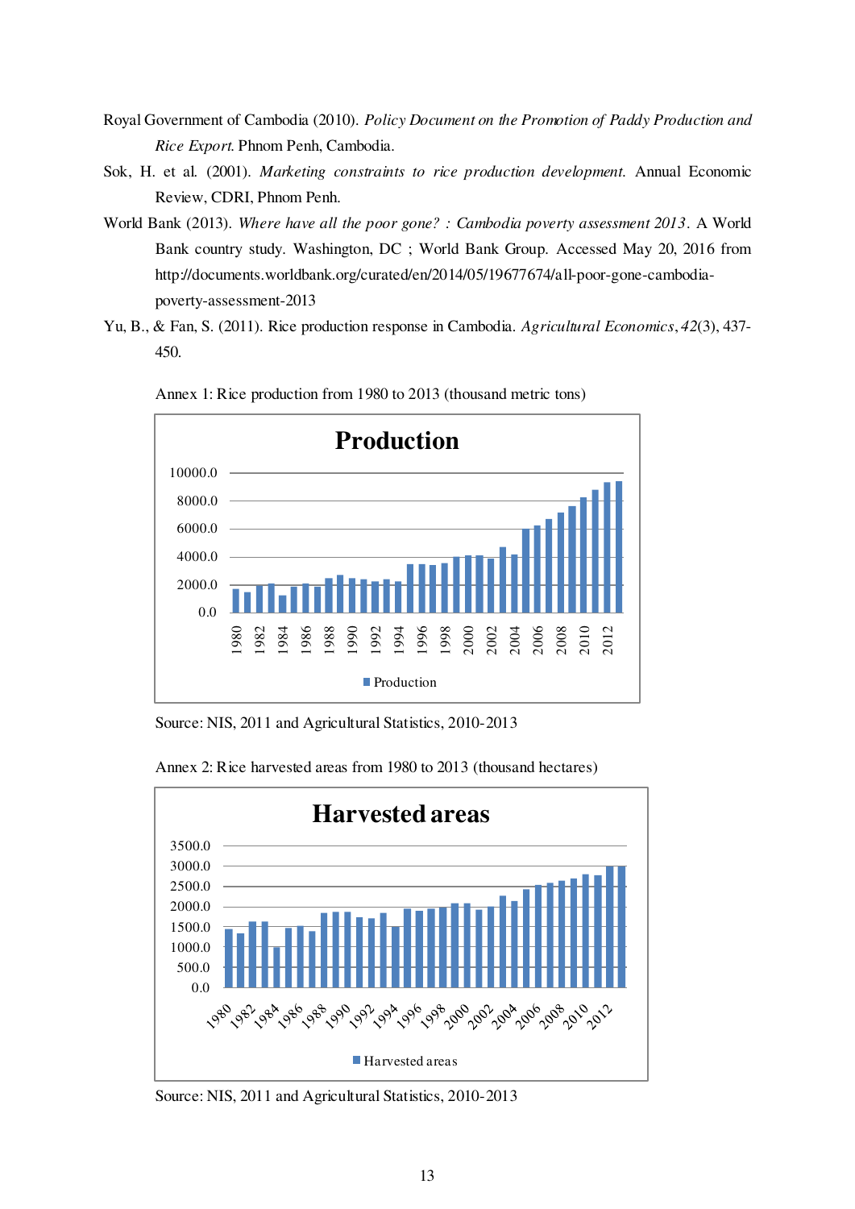Royal Government of Cambodia (2010). *Policy Document on the Promotion of Paddy Production and Rice Export.* Phnom Penh, Cambodia.

Sok, H. et al. (2001). *Marketing constraints to rice production development.* Annual Economic Review, CDRI, Phnom Penh.

World Bank (2013). *Where have all the poor gone? : Cambodia poverty assessment 2013*. A World Bank country study. Washington, DC ; World Bank Group. Accessed May 20, 2016 from http://documents.worldbank.org/curated/en/2014/05/19677674/all-poor-gone-cambodia-poverty-assessment-2013

Yu, B., & Fan, S. (2011). Rice production response in Cambodia. *Agricultural Economics*, *42*(3), 437-450.

Annex 1: Rice production from 1980 to 2013 (thousand metric tons)

Source: NIS, 2011 and Agricultural Statistics, 2010-2013

Annex 2: Rice harvested areas from 1980 to 2013 (thousand hectares)

Source: NIS, 2011 and Agricultural Statistics, 2010-2013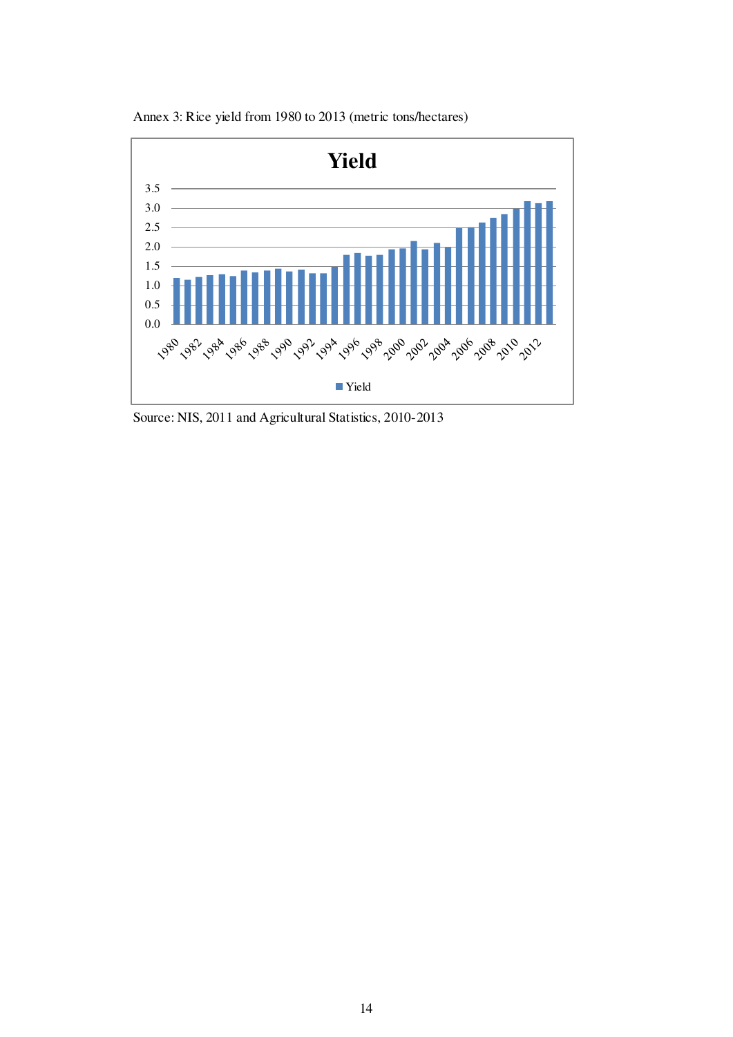Annex 3: Rice yield from 1980 to 2013 (metric tons/hectares)

Yield

3.5
3.0
2.5
2.0
1.5
1.0
0.5
0.0

1980 1982 1984 1986 1988 1990 1992 1994 1996 1998 2000 2002 2004 2006 2008 2010 2012

Yield

Source: NIS, 2011 and Agricultural Statistics, 2010-2013